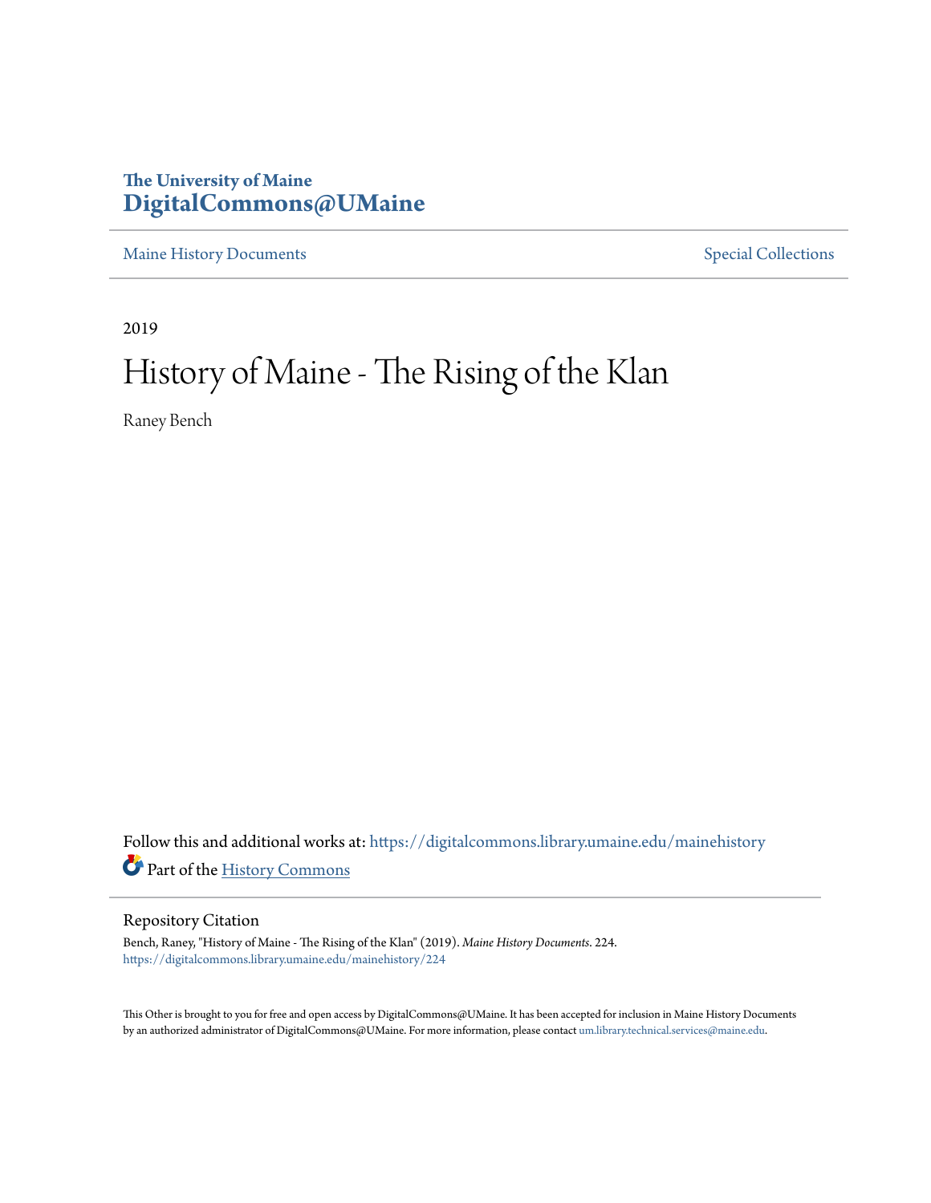The University of Maine
**DigitalCommons@UMaine**

Maine History Documents | Special Collections

2019

# History of Maine - The Rising of the Klan

Raney Bench

Follow this and additional works at: https://digitalcommons.library.umaine.edu/mainehistory

Part of the History Commons

## Repository Citation

Bench, Raney, "History of Maine - The Rising of the Klan" (2019). *Maine History Documents*. 224.
https://digitalcommons.library.umaine.edu/mainehistory/224

This Other is brought to you for free and open access by DigitalCommons@UMaine. It has been accepted for inclusion in Maine History Documents by an authorized administrator of DigitalCommons@UMaine. For more information, please contact um.library.technical.services@maine.edu.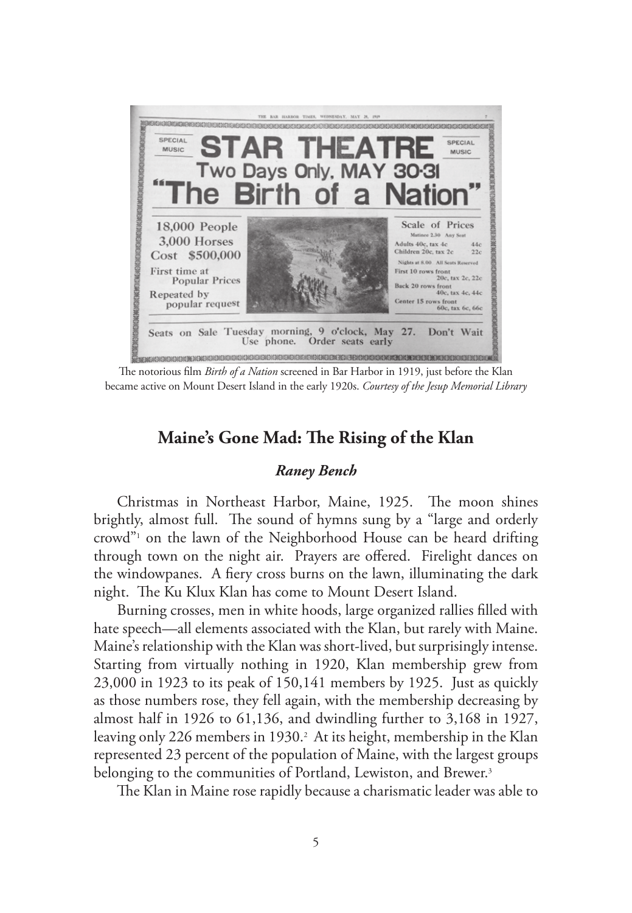The notorious film *Birth of a Nation* screened in Bar Harbor in 1919, just before the Klan became active on Mount Desert Island in the early 1920s. *Courtesy of the Jesup Memorial Library*

## Maine's Gone Mad: The Rising of the Klan

### *Raney Bench*

Christmas in Northeast Harbor, Maine, 1925. The moon shines brightly, almost full. The sound of hymns sung by a "large and orderly crowd"[1] on the lawn of the Neighborhood House can be heard drifting through town on the night air. Prayers are offered. Firelight dances on the windowpanes. A fiery cross burns on the lawn, illuminating the dark night. The Ku Klux Klan has come to Mount Desert Island.

Burning crosses, men in white hoods, large organized rallies filled with hate speech—all elements associated with the Klan, but rarely with Maine. Maine's relationship with the Klan was short-lived, but surprisingly intense. Starting from virtually nothing in 1920, Klan membership grew from 23,000 in 1923 to its peak of 150,141 members by 1925. Just as quickly as those numbers rose, they fell again, with the membership decreasing by almost half in 1926 to 61,136, and dwindling further to 3,168 in 1927, leaving only 226 members in 1930.[2] At its height, membership in the Klan represented 23 percent of the population of Maine, with the largest groups belonging to the communities of Portland, Lewiston, and Brewer.[3]

The Klan in Maine rose rapidly because a charismatic leader was able to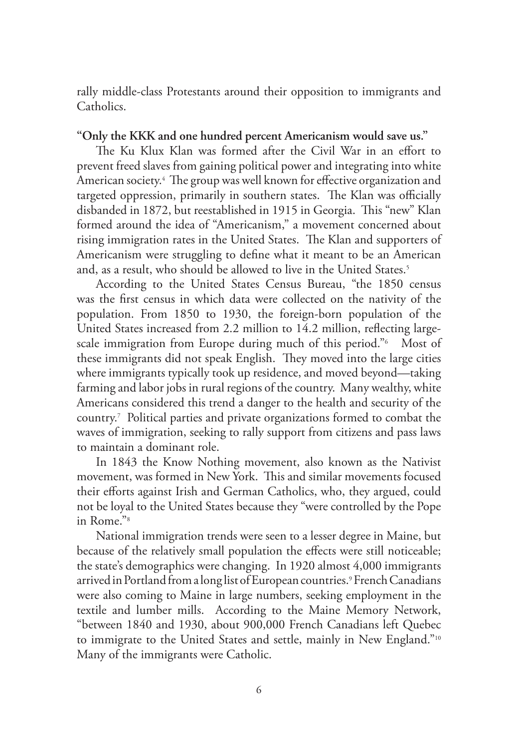rally middle-class Protestants around their opposition to immigrants and Catholics.

**"Only the KKK and one hundred percent Americanism would save us."**

The Ku Klux Klan was formed after the Civil War in an effort to prevent freed slaves from gaining political power and integrating into white American society.[4] The group was well known for effective organization and targeted oppression, primarily in southern states. The Klan was officially disbanded in 1872, but reestablished in 1915 in Georgia. This "new" Klan formed around the idea of "Americanism," a movement concerned about rising immigration rates in the United States. The Klan and supporters of Americanism were struggling to define what it meant to be an American and, as a result, who should be allowed to live in the United States.[5]

According to the United States Census Bureau, "the 1850 census was the first census in which data were collected on the nativity of the population. From 1850 to 1930, the foreign-born population of the United States increased from 2.2 million to 14.2 million, reflecting large-scale immigration from Europe during much of this period."[6] Most of these immigrants did not speak English. They moved into the large cities where immigrants typically took up residence, and moved beyond—taking farming and labor jobs in rural regions of the country. Many wealthy, white Americans considered this trend a danger to the health and security of the country.[7] Political parties and private organizations formed to combat the waves of immigration, seeking to rally support from citizens and pass laws to maintain a dominant role.

In 1843 the Know Nothing movement, also known as the Nativist movement, was formed in New York. This and similar movements focused their efforts against Irish and German Catholics, who, they argued, could not be loyal to the United States because they "were controlled by the Pope in Rome."[8]

National immigration trends were seen to a lesser degree in Maine, but because of the relatively small population the effects were still noticeable; the state's demographics were changing. In 1920 almost 4,000 immigrants arrived in Portland from a long list of European countries.[9] French Canadians were also coming to Maine in large numbers, seeking employment in the textile and lumber mills. According to the Maine Memory Network, "between 1840 and 1930, about 900,000 French Canadians left Quebec to immigrate to the United States and settle, mainly in New England."[10] Many of the immigrants were Catholic.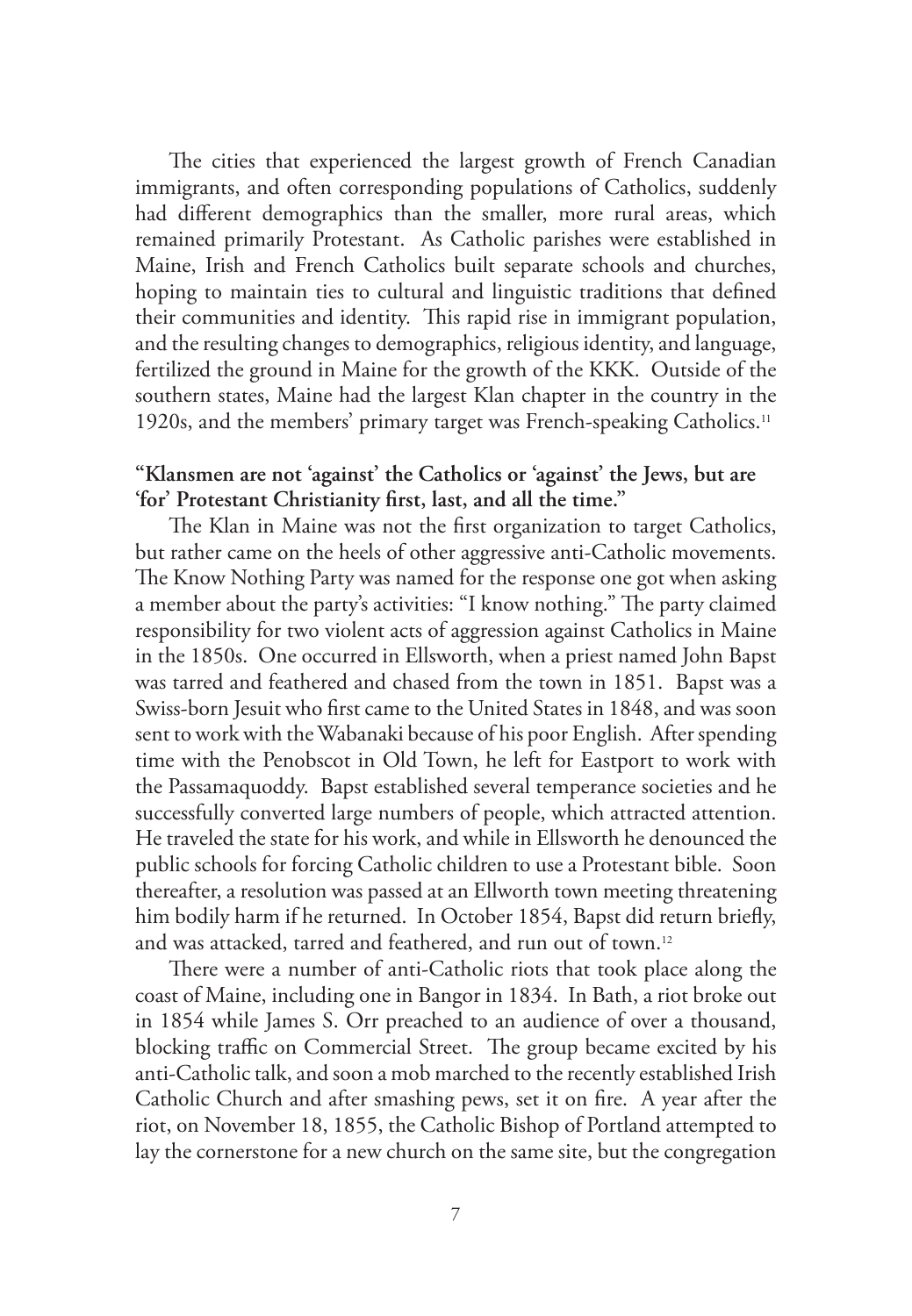The cities that experienced the largest growth of French Canadian immigrants, and often corresponding populations of Catholics, suddenly had different demographics than the smaller, more rural areas, which remained primarily Protestant. As Catholic parishes were established in Maine, Irish and French Catholics built separate schools and churches, hoping to maintain ties to cultural and linguistic traditions that defined their communities and identity. This rapid rise in immigrant population, and the resulting changes to demographics, religious identity, and language, fertilized the ground in Maine for the growth of the KKK. Outside of the southern states, Maine had the largest Klan chapter in the country in the 1920s, and the members' primary target was French-speaking Catholics.[11]

**"Klansmen are not 'against' the Catholics or 'against' the Jews, but are 'for' Protestant Christianity first, last, and all the time."**

The Klan in Maine was not the first organization to target Catholics, but rather came on the heels of other aggressive anti-Catholic movements. The Know Nothing Party was named for the response one got when asking a member about the party's activities: "I know nothing." The party claimed responsibility for two violent acts of aggression against Catholics in Maine in the 1850s. One occurred in Ellsworth, when a priest named John Bapst was tarred and feathered and chased from the town in 1851. Bapst was a Swiss-born Jesuit who first came to the United States in 1848, and was soon sent to work with the Wabanaki because of his poor English. After spending time with the Penobscot in Old Town, he left for Eastport to work with the Passamaquoddy. Bapst established several temperance societies and he successfully converted large numbers of people, which attracted attention. He traveled the state for his work, and while in Ellsworth he denounced the public schools for forcing Catholic children to use a Protestant bible. Soon thereafter, a resolution was passed at an Ellworth town meeting threatening him bodily harm if he returned. In October 1854, Bapst did return briefly, and was attacked, tarred and feathered, and run out of town.[12]

There were a number of anti-Catholic riots that took place along the coast of Maine, including one in Bangor in 1834. In Bath, a riot broke out in 1854 while James S. Orr preached to an audience of over a thousand, blocking traffic on Commercial Street. The group became excited by his anti-Catholic talk, and soon a mob marched to the recently established Irish Catholic Church and after smashing pews, set it on fire. A year after the riot, on November 18, 1855, the Catholic Bishop of Portland attempted to lay the cornerstone for a new church on the same site, but the congregation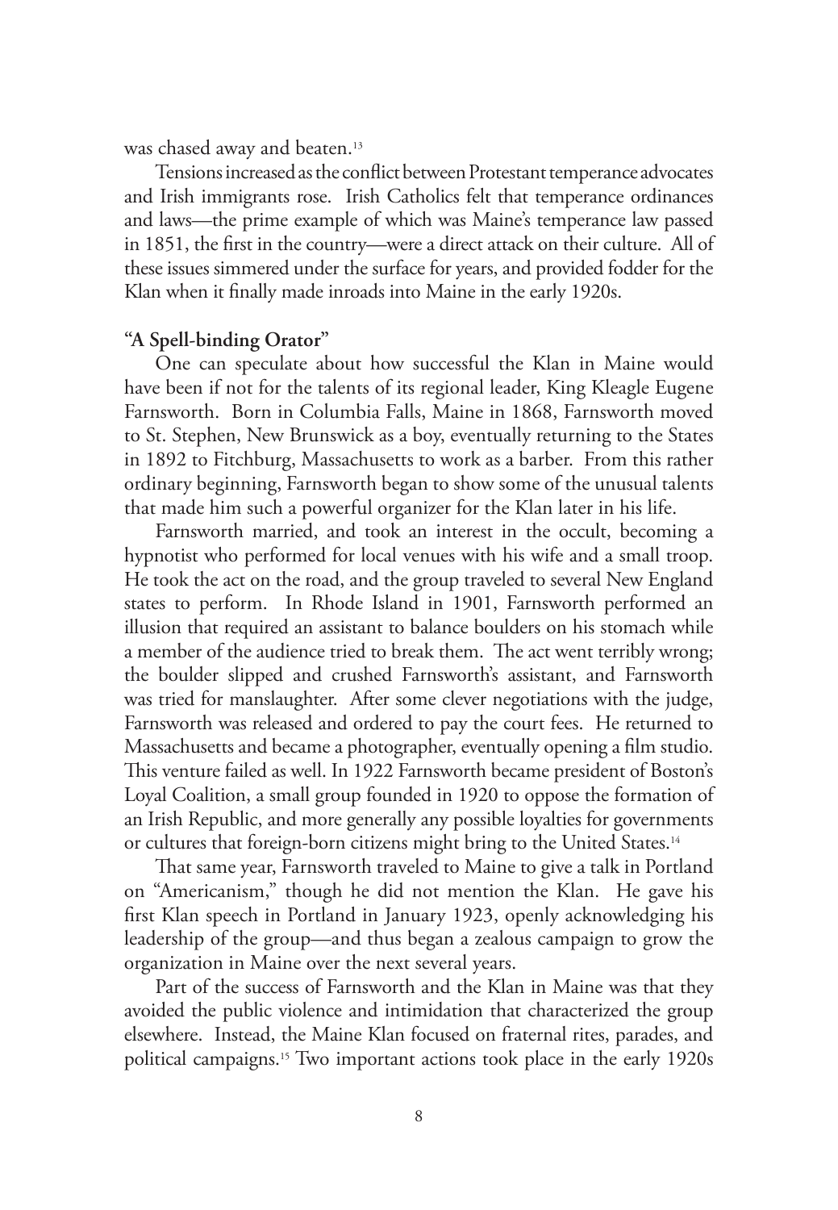was chased away and beaten.[13]

Tensions increased as the conflict between Protestant temperance advocates and Irish immigrants rose. Irish Catholics felt that temperance ordinances and laws—the prime example of which was Maine's temperance law passed in 1851, the first in the country—were a direct attack on their culture. All of these issues simmered under the surface for years, and provided fodder for the Klan when it finally made inroads into Maine in the early 1920s.

### "A Spell-binding Orator"

One can speculate about how successful the Klan in Maine would have been if not for the talents of its regional leader, King Kleagle Eugene Farnsworth. Born in Columbia Falls, Maine in 1868, Farnsworth moved to St. Stephen, New Brunswick as a boy, eventually returning to the States in 1892 to Fitchburg, Massachusetts to work as a barber. From this rather ordinary beginning, Farnsworth began to show some of the unusual talents that made him such a powerful organizer for the Klan later in his life.

Farnsworth married, and took an interest in the occult, becoming a hypnotist who performed for local venues with his wife and a small troop. He took the act on the road, and the group traveled to several New England states to perform. In Rhode Island in 1901, Farnsworth performed an illusion that required an assistant to balance boulders on his stomach while a member of the audience tried to break them. The act went terribly wrong; the boulder slipped and crushed Farnsworth's assistant, and Farnsworth was tried for manslaughter. After some clever negotiations with the judge, Farnsworth was released and ordered to pay the court fees. He returned to Massachusetts and became a photographer, eventually opening a film studio. This venture failed as well. In 1922 Farnsworth became president of Boston's Loyal Coalition, a small group founded in 1920 to oppose the formation of an Irish Republic, and more generally any possible loyalties for governments or cultures that foreign-born citizens might bring to the United States.[14]

That same year, Farnsworth traveled to Maine to give a talk in Portland on "Americanism," though he did not mention the Klan. He gave his first Klan speech in Portland in January 1923, openly acknowledging his leadership of the group—and thus began a zealous campaign to grow the organization in Maine over the next several years.

Part of the success of Farnsworth and the Klan in Maine was that they avoided the public violence and intimidation that characterized the group elsewhere. Instead, the Maine Klan focused on fraternal rites, parades, and political campaigns.[15] Two important actions took place in the early 1920s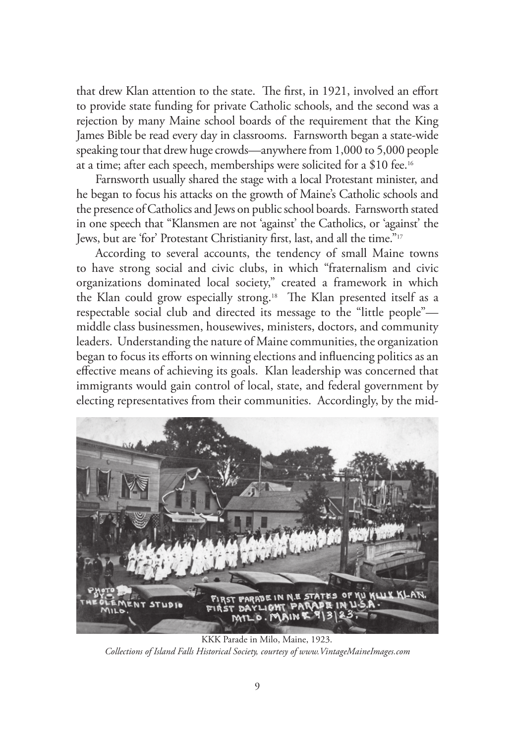that drew Klan attention to the state. The first, in 1921, involved an effort to provide state funding for private Catholic schools, and the second was a rejection by many Maine school boards of the requirement that the King James Bible be read every day in classrooms. Farnsworth began a state-wide speaking tour that drew huge crowds—anywhere from 1,000 to 5,000 people at a time; after each speech, memberships were solicited for a $10 fee.[16]

Farnsworth usually shared the stage with a local Protestant minister, and he began to focus his attacks on the growth of Maine's Catholic schools and the presence of Catholics and Jews on public school boards. Farnsworth stated in one speech that "Klansmen are not 'against' the Catholics, or 'against' the Jews, but are 'for' Protestant Christianity first, last, and all the time."[17]

According to several accounts, the tendency of small Maine towns to have strong social and civic clubs, in which "fraternalism and civic organizations dominated local society," created a framework in which the Klan could grow especially strong.[18] The Klan presented itself as a respectable social club and directed its message to the "little people"—middle class businessmen, housewives, ministers, doctors, and community leaders. Understanding the nature of Maine communities, the organization began to focus its efforts on winning elections and influencing politics as an effective means of achieving its goals. Klan leadership was concerned that immigrants would gain control of local, state, and federal government by electing representatives from their communities. Accordingly, by the mid-

KKK Parade in Milo, Maine, 1923.
*Collections of Island Falls Historical Society, courtesy of www.VintageMaineImages.com*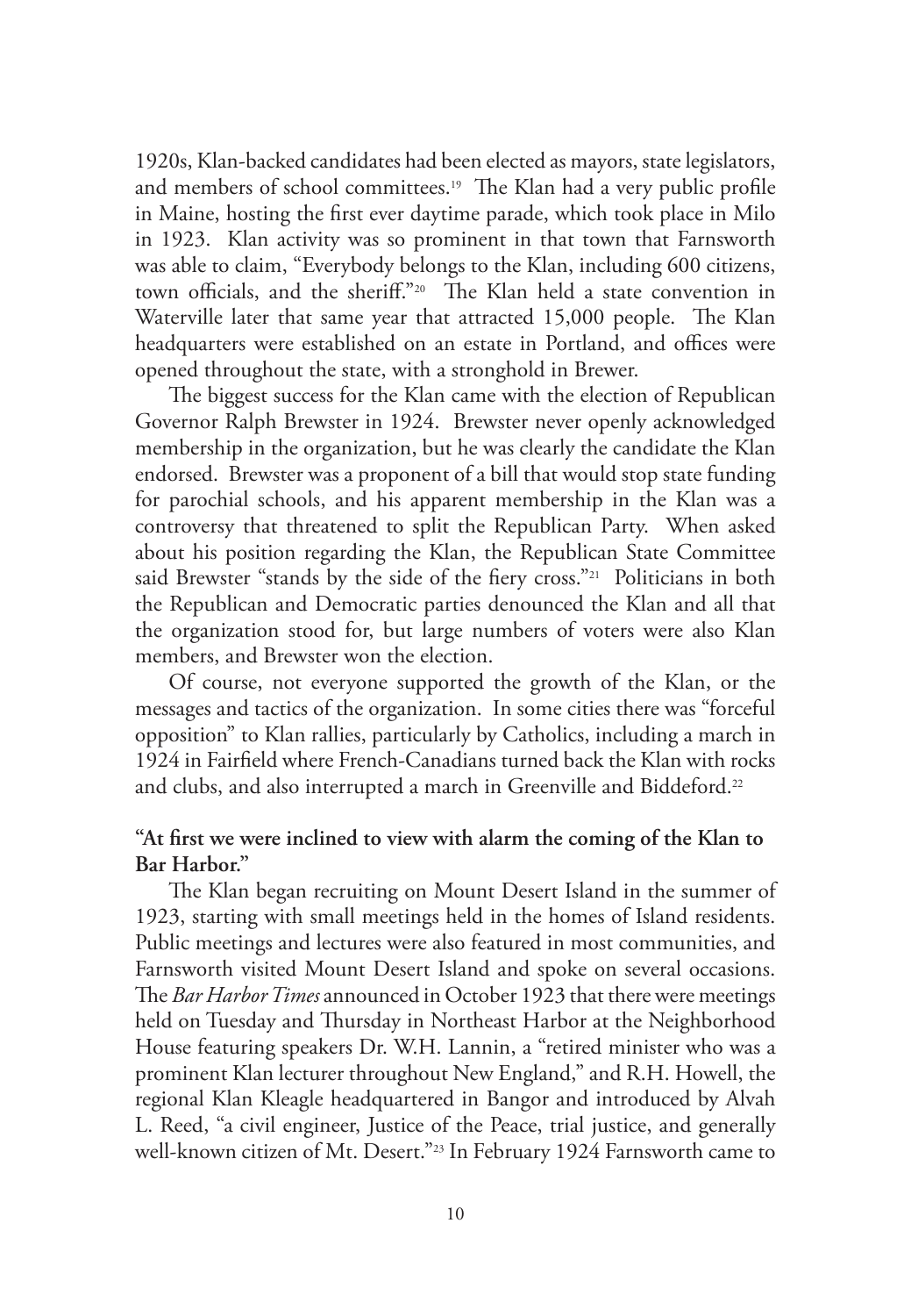1920s, Klan-backed candidates had been elected as mayors, state legislators, and members of school committees.[19] The Klan had a very public profile in Maine, hosting the first ever daytime parade, which took place in Milo in 1923. Klan activity was so prominent in that town that Farnsworth was able to claim, "Everybody belongs to the Klan, including 600 citizens, town officials, and the sheriff."[20] The Klan held a state convention in Waterville later that same year that attracted 15,000 people. The Klan headquarters were established on an estate in Portland, and offices were opened throughout the state, with a stronghold in Brewer.

The biggest success for the Klan came with the election of Republican Governor Ralph Brewster in 1924. Brewster never openly acknowledged membership in the organization, but he was clearly the candidate the Klan endorsed. Brewster was a proponent of a bill that would stop state funding for parochial schools, and his apparent membership in the Klan was a controversy that threatened to split the Republican Party. When asked about his position regarding the Klan, the Republican State Committee said Brewster "stands by the side of the fiery cross."[21] Politicians in both the Republican and Democratic parties denounced the Klan and all that the organization stood for, but large numbers of voters were also Klan members, and Brewster won the election.

Of course, not everyone supported the growth of the Klan, or the messages and tactics of the organization. In some cities there was "forceful opposition" to Klan rallies, particularly by Catholics, including a march in 1924 in Fairfield where French-Canadians turned back the Klan with rocks and clubs, and also interrupted a march in Greenville and Biddeford.[22]

### "At first we were inclined to view with alarm the coming of the Klan to Bar Harbor."

The Klan began recruiting on Mount Desert Island in the summer of 1923, starting with small meetings held in the homes of Island residents. Public meetings and lectures were also featured in most communities, and Farnsworth visited Mount Desert Island and spoke on several occasions. The *Bar Harbor Times* announced in October 1923 that there were meetings held on Tuesday and Thursday in Northeast Harbor at the Neighborhood House featuring speakers Dr. W.H. Lannin, a "retired minister who was a prominent Klan lecturer throughout New England," and R.H. Howell, the regional Klan Kleagle headquartered in Bangor and introduced by Alvah L. Reed, "a civil engineer, Justice of the Peace, trial justice, and generally well-known citizen of Mt. Desert."[23] In February 1924 Farnsworth came to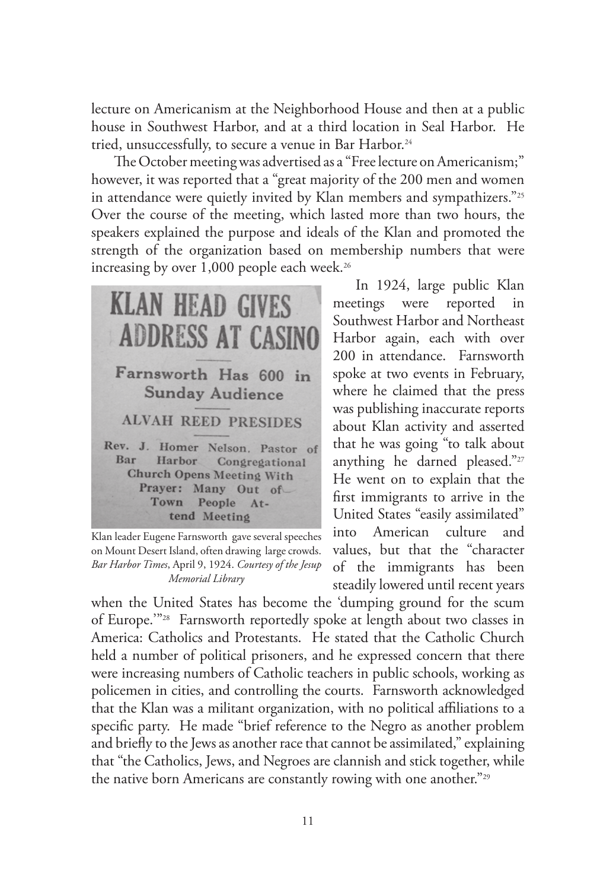lecture on Americanism at the Neighborhood House and then at a public house in Southwest Harbor, and at a third location in Seal Harbor. He tried, unsuccessfully, to secure a venue in Bar Harbor.[24]

The October meeting was advertised as a "Free lecture on Americanism;" however, it was reported that a "great majority of the 200 men and women in attendance were quietly invited by Klan members and sympathizers."[25] Over the course of the meeting, which lasted more than two hours, the speakers explained the purpose and ideals of the Klan and promoted the strength of the organization based on membership numbers that were increasing by over 1,000 people each week.[26]

Klan leader Eugene Farnsworth gave several speeches on Mount Desert Island, often drawing large crowds. *Bar Harbor Times*, April 9, 1924. *Courtesy of the Jesup Memorial Library*

In 1924, large public Klan meetings were reported in Southwest Harbor and Northeast Harbor again, each with over 200 in attendance. Farnsworth spoke at two events in February, where he claimed that the press was publishing inaccurate reports about Klan activity and asserted that he was going "to talk about anything he darned pleased."[27] He went on to explain that the first immigrants to arrive in the United States "easily assimilated" into American culture and values, but that the "character of the immigrants has been steadily lowered until recent years when the United States has become the 'dumping ground for the scum of Europe.'"[28] Farnsworth reportedly spoke at length about two classes in America: Catholics and Protestants. He stated that the Catholic Church held a number of political prisoners, and he expressed concern that there were increasing numbers of Catholic teachers in public schools, working as policemen in cities, and controlling the courts. Farnsworth acknowledged that the Klan was a militant organization, with no political affiliations to a specific party. He made "brief reference to the Negro as another problem and briefly to the Jews as another race that cannot be assimilated," explaining that "the Catholics, Jews, and Negroes are clannish and stick together, while the native born Americans are constantly rowing with one another."[29]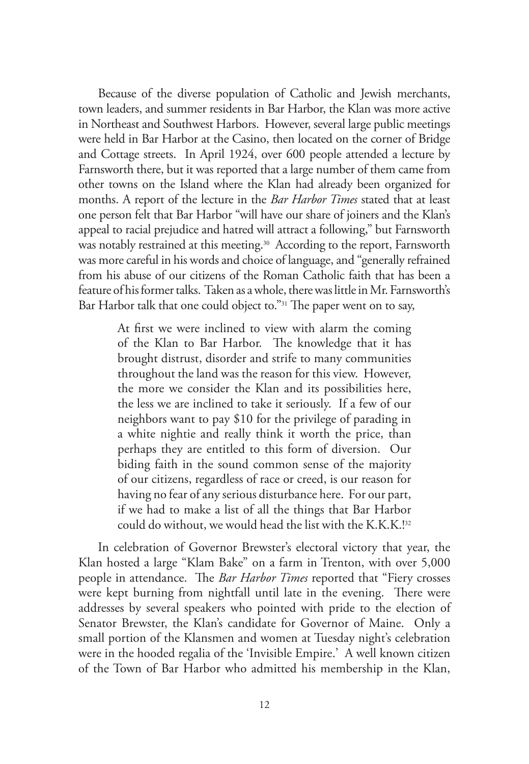Because of the diverse population of Catholic and Jewish merchants, town leaders, and summer residents in Bar Harbor, the Klan was more active in Northeast and Southwest Harbors. However, several large public meetings were held in Bar Harbor at the Casino, then located on the corner of Bridge and Cottage streets. In April 1924, over 600 people attended a lecture by Farnsworth there, but it was reported that a large number of them came from other towns on the Island where the Klan had already been organized for months. A report of the lecture in the *Bar Harbor Times* stated that at least one person felt that Bar Harbor "will have our share of joiners and the Klan's appeal to racial prejudice and hatred will attract a following," but Farnsworth was notably restrained at this meeting.[30] According to the report, Farnsworth was more careful in his words and choice of language, and "generally refrained from his abuse of our citizens of the Roman Catholic faith that has been a feature of his former talks. Taken as a whole, there was little in Mr. Farnsworth's Bar Harbor talk that one could object to."[31] The paper went on to say,

> At first we were inclined to view with alarm the coming of the Klan to Bar Harbor. The knowledge that it has brought distrust, disorder and strife to many communities throughout the land was the reason for this view. However, the more we consider the Klan and its possibilities here, the less we are inclined to take it seriously. If a few of our neighbors want to pay $10 for the privilege of parading in a white nightie and really think it worth the price, than perhaps they are entitled to this form of diversion. Our biding faith in the sound common sense of the majority of our citizens, regardless of race or creed, is our reason for having no fear of any serious disturbance here. For our part, if we had to make a list of all the things that Bar Harbor could do without, we would head the list with the K.K.K.![32]

In celebration of Governor Brewster's electoral victory that year, the Klan hosted a large "Klam Bake" on a farm in Trenton, with over 5,000 people in attendance. The *Bar Harbor Times* reported that "Fiery crosses were kept burning from nightfall until late in the evening. There were addresses by several speakers who pointed with pride to the election of Senator Brewster, the Klan's candidate for Governor of Maine. Only a small portion of the Klansmen and women at Tuesday night's celebration were in the hooded regalia of the 'Invisible Empire.' A well known citizen of the Town of Bar Harbor who admitted his membership in the Klan,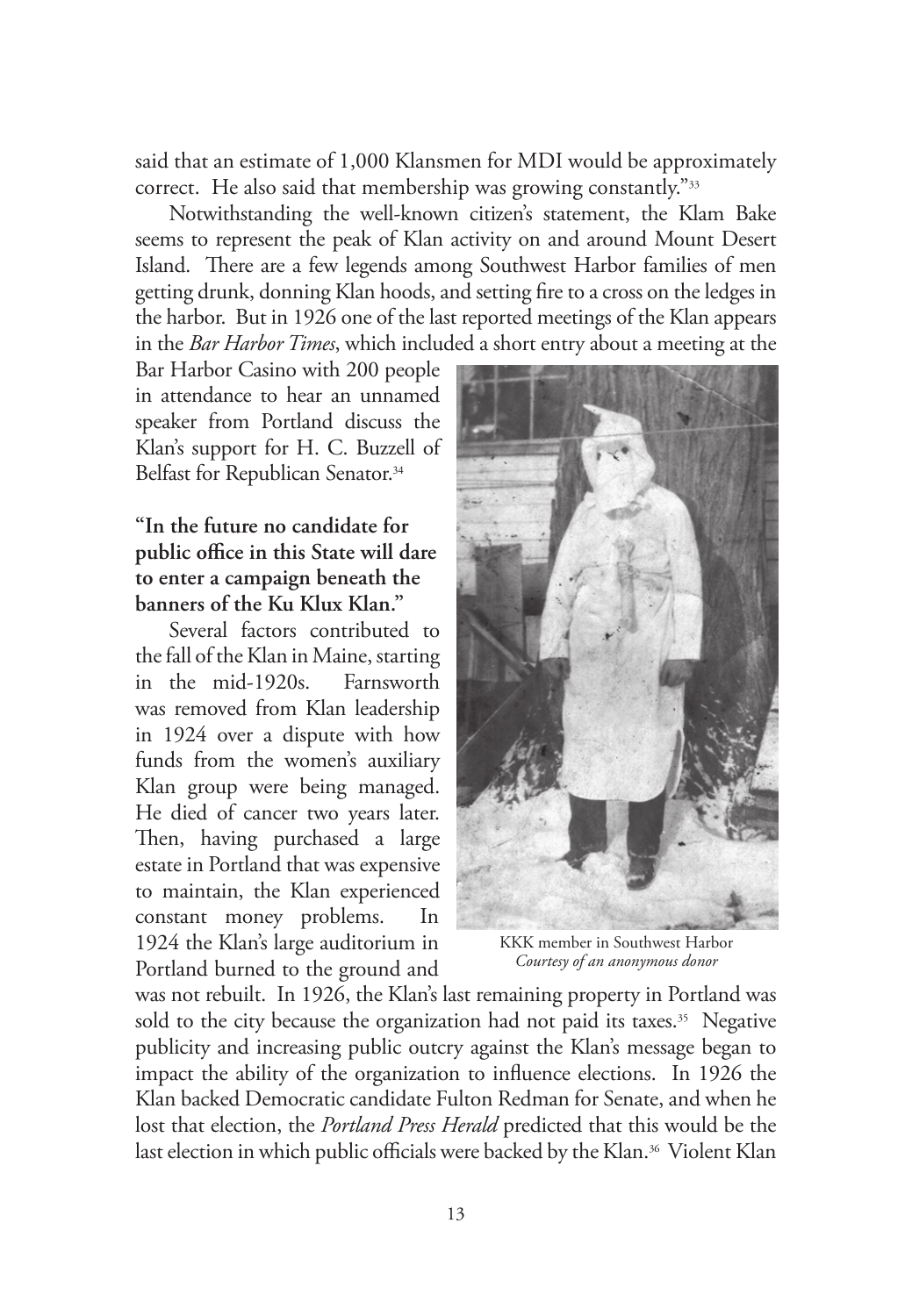said that an estimate of 1,000 Klansmen for MDI would be approximately correct. He also said that membership was growing constantly."[33]

Notwithstanding the well-known citizen's statement, the Klam Bake seems to represent the peak of Klan activity on and around Mount Desert Island. There are a few legends among Southwest Harbor families of men getting drunk, donning Klan hoods, and setting fire to a cross on the ledges in the harbor. But in 1926 one of the last reported meetings of the Klan appears in the *Bar Harbor Times*, which included a short entry about a meeting at the Bar Harbor Casino with 200 people in attendance to hear an unnamed speaker from Portland discuss the Klan's support for H. C. Buzzell of Belfast for Republican Senator.[34]

KKK member in Southwest Harbor
*Courtesy of an anonymous donor*

**"In the future no candidate for public office in this State will dare to enter a campaign beneath the banners of the Ku Klux Klan."**

Several factors contributed to the fall of the Klan in Maine, starting in the mid-1920s. Farnsworth was removed from Klan leadership in 1924 over a dispute with how funds from the women's auxiliary Klan group were being managed. He died of cancer two years later. Then, having purchased a large estate in Portland that was expensive to maintain, the Klan experienced constant money problems. In 1924 the Klan's large auditorium in Portland burned to the ground and was not rebuilt. In 1926, the Klan's last remaining property in Portland was sold to the city because the organization had not paid its taxes.[35] Negative publicity and increasing public outcry against the Klan's message began to impact the ability of the organization to influence elections. In 1926 the Klan backed Democratic candidate Fulton Redman for Senate, and when he lost that election, the *Portland Press Herald* predicted that this would be the last election in which public officials were backed by the Klan.[36] Violent Klan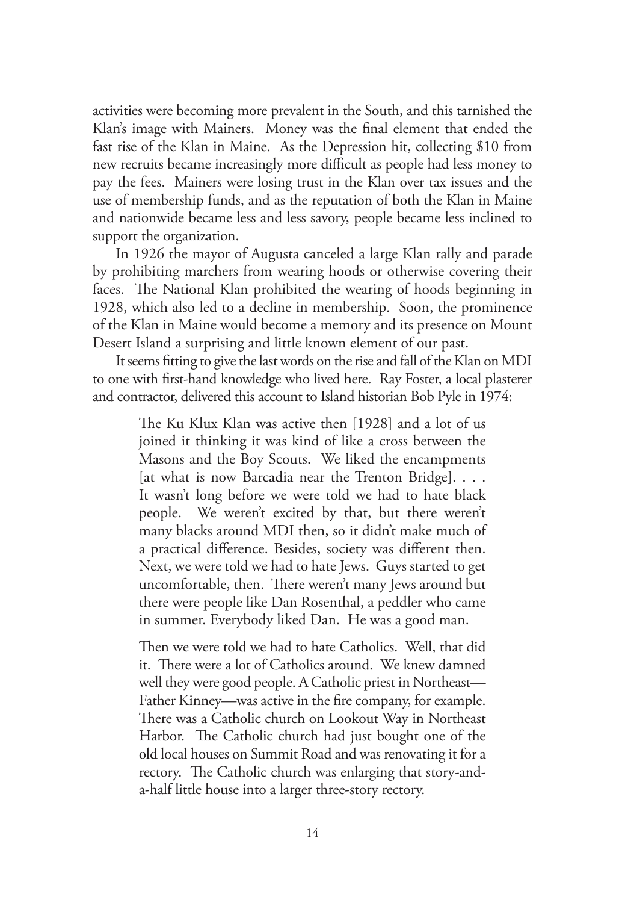activities were becoming more prevalent in the South, and this tarnished the Klan's image with Mainers. Money was the final element that ended the fast rise of the Klan in Maine. As the Depression hit, collecting $10 from new recruits became increasingly more difficult as people had less money to pay the fees. Mainers were losing trust in the Klan over tax issues and the use of membership funds, and as the reputation of both the Klan in Maine and nationwide became less and less savory, people became less inclined to support the organization.

In 1926 the mayor of Augusta canceled a large Klan rally and parade by prohibiting marchers from wearing hoods or otherwise covering their faces. The National Klan prohibited the wearing of hoods beginning in 1928, which also led to a decline in membership. Soon, the prominence of the Klan in Maine would become a memory and its presence on Mount Desert Island a surprising and little known element of our past.

It seems fitting to give the last words on the rise and fall of the Klan on MDI to one with first-hand knowledge who lived here. Ray Foster, a local plasterer and contractor, delivered this account to Island historian Bob Pyle in 1974:

> The Ku Klux Klan was active then [1928] and a lot of us joined it thinking it was kind of like a cross between the Masons and the Boy Scouts. We liked the encampments [at what is now Barcadia near the Trenton Bridge]. . . . It wasn't long before we were told we had to hate black people. We weren't excited by that, but there weren't many blacks around MDI then, so it didn't make much of a practical difference. Besides, society was different then. Next, we were told we had to hate Jews. Guys started to get uncomfortable, then. There weren't many Jews around but there were people like Dan Rosenthal, a peddler who came in summer. Everybody liked Dan. He was a good man.
>
> Then we were told we had to hate Catholics. Well, that did it. There were a lot of Catholics around. We knew damned well they were good people. A Catholic priest in Northeast—Father Kinney—was active in the fire company, for example. There was a Catholic church on Lookout Way in Northeast Harbor. The Catholic church had just bought one of the old local houses on Summit Road and was renovating it for a rectory. The Catholic church was enlarging that story-and-a-half little house into a larger three-story rectory.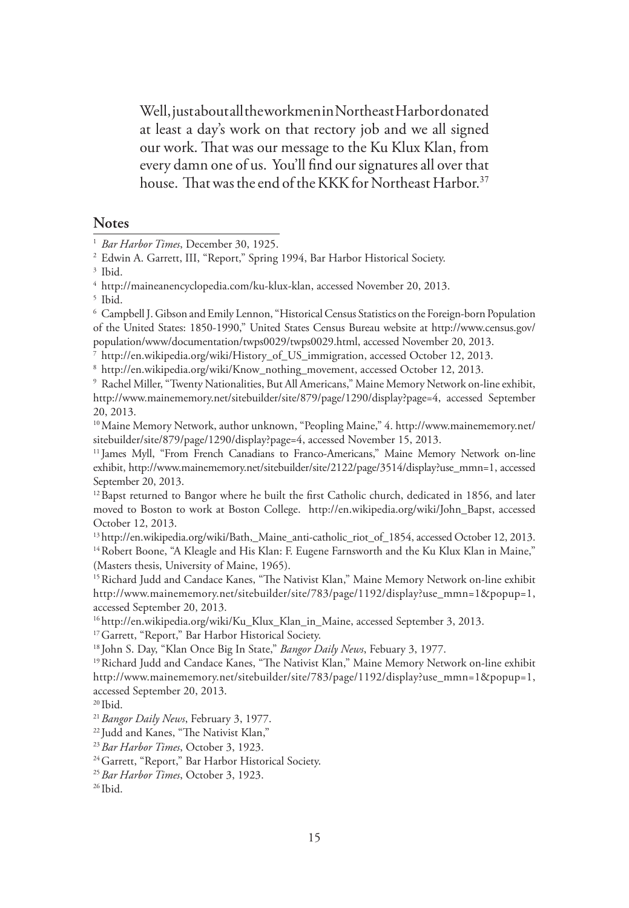> Well, just about all the workmen in Northeast Harbor donated at least a day's work on that rectory job and we all signed our work. That was our message to the Ku Klux Klan, from every damn one of us. You'll find our signatures all over that house. That was the end of the KKK for Northeast Harbor.[37]

## Notes

1 *Bar Harbor Times*, December 30, 1925.

2 Edwin A. Garrett, III, "Report," Spring 1994, Bar Harbor Historical Society.

3 Ibid.

4 http://maineanencyclopedia.com/ku-klux-klan, accessed November 20, 2013.

5 Ibid.

6 Campbell J. Gibson and Emily Lennon, "Historical Census Statistics on the Foreign-born Population of the United States: 1850-1990," United States Census Bureau website at http://www.census.gov/population/www/documentation/twps0029/twps0029.html, accessed November 20, 2013.

7 http://en.wikipedia.org/wiki/History_of_US_immigration, accessed October 12, 2013.

8 http://en.wikipedia.org/wiki/Know_nothing_movement, accessed October 12, 2013.

9 Rachel Miller, "Twenty Nationalities, But All Americans," Maine Memory Network on-line exhibit, http://www.mainememory.net/sitebuilder/site/879/page/1290/display?page=4, accessed September 20, 2013.

10 Maine Memory Network, author unknown, "Peopling Maine," 4. http://www.mainememory.net/sitebuilder/site/879/page/1290/display?page=4, accessed November 15, 2013.

11 James Myll, "From French Canadians to Franco-Americans," Maine Memory Network on-line exhibit, http://www.mainememory.net/sitebuilder/site/2122/page/3514/display?use_mmn=1, accessed September 20, 2013.

12 Bapst returned to Bangor where he built the first Catholic church, dedicated in 1856, and later moved to Boston to work at Boston College. http://en.wikipedia.org/wiki/John_Bapst, accessed October 12, 2013.

13 http://en.wikipedia.org/wiki/Bath,_Maine_anti-catholic_riot_of_1854, accessed October 12, 2013.

14 Robert Boone, "A Kleagle and His Klan: F. Eugene Farnsworth and the Ku Klux Klan in Maine," (Masters thesis, University of Maine, 1965).

15 Richard Judd and Candace Kanes, "The Nativist Klan," Maine Memory Network on-line exhibit http://www.mainememory.net/sitebuilder/site/783/page/1192/display?use_mmn=1&popup=1, accessed September 20, 2013.

16 http://en.wikipedia.org/wiki/Ku_Klux_Klan_in_Maine, accessed September 3, 2013.

17 Garrett, "Report," Bar Harbor Historical Society.

18 John S. Day, "Klan Once Big In State," *Bangor Daily News*, Febuary 3, 1977.

19 Richard Judd and Candace Kanes, "The Nativist Klan," Maine Memory Network on-line exhibit http://www.mainememory.net/sitebuilder/site/783/page/1192/display?use_mmn=1&popup=1, accessed September 20, 2013.

20 Ibid.

21 *Bangor Daily News*, February 3, 1977.

22 Judd and Kanes, "The Nativist Klan,"

23 *Bar Harbor Times*, October 3, 1923.

24 Garrett, "Report," Bar Harbor Historical Society.

25 *Bar Harbor Times*, October 3, 1923.

26 Ibid.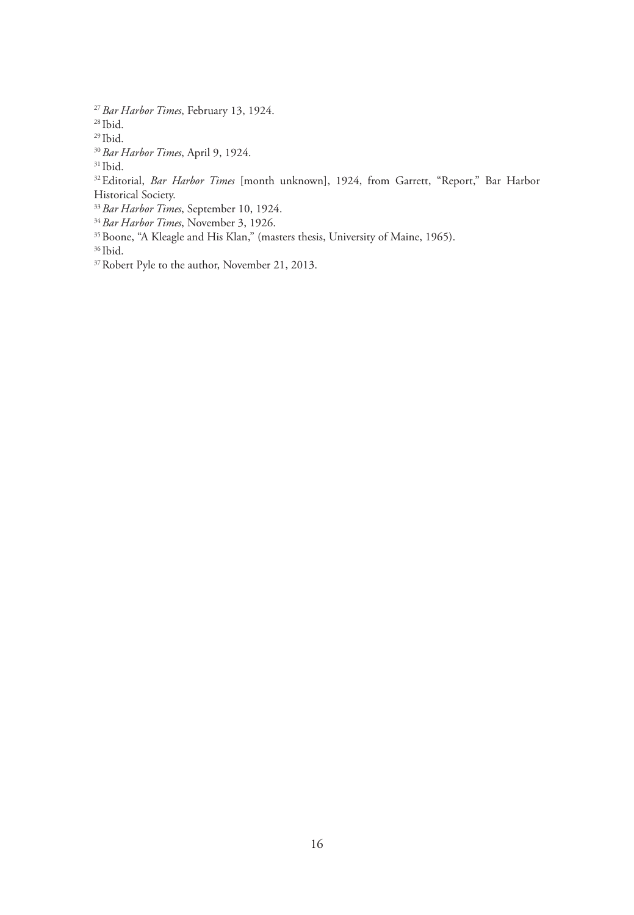[27] *Bar Harbor Times*, February 13, 1924.

[28] Ibid.

[29] Ibid.

[30] *Bar Harbor Times*, April 9, 1924.

[31] Ibid.

[32] Editorial, *Bar Harbor Times* [month unknown], 1924, from Garrett, "Report," Bar Harbor Historical Society.

[33] *Bar Harbor Times*, September 10, 1924.

[34] *Bar Harbor Times*, November 3, 1926.

[35] Boone, "A Kleagle and His Klan," (masters thesis, University of Maine, 1965).

[36] Ibid.

[37] Robert Pyle to the author, November 21, 2013.